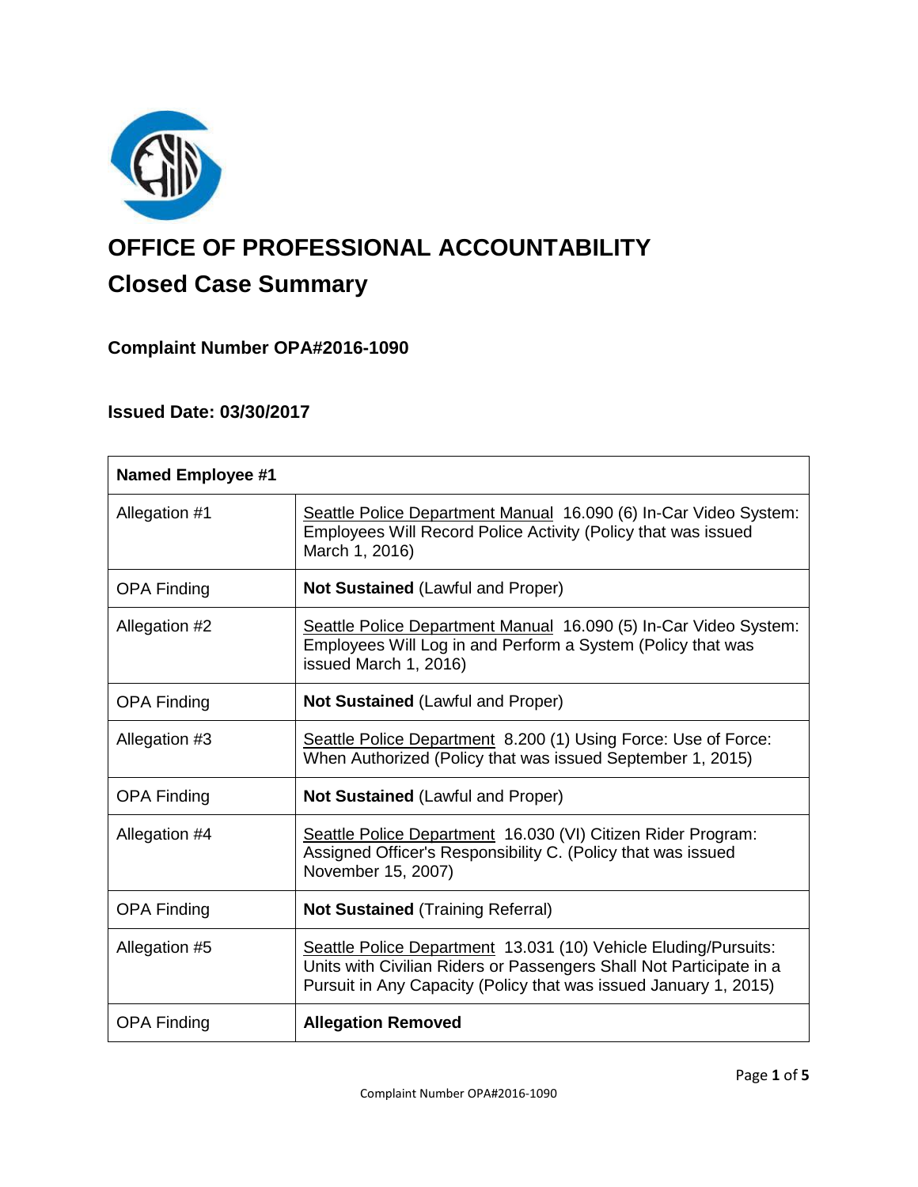# OFFICE OF PROFESSIONAL ACCOUNTABILITY

## Closed Case Summary

### Complaint Number OPA#2016-1090

### Issued Date: 03/30/2017

| **Named Employee #1** | |
|---|---|
| Allegation #1 | Seattle Police Department Manual 16.090 (6) In-Car Video System: Employees Will Record Police Activity (Policy that was issued March 1, 2016) |
| OPA Finding | **Not Sustained** (Lawful and Proper) |
| Allegation #2 | Seattle Police Department Manual 16.090 (5) In-Car Video System: Employees Will Log in and Perform a System (Policy that was issued March 1, 2016) |
| OPA Finding | **Not Sustained** (Lawful and Proper) |
| Allegation #3 | Seattle Police Department 8.200 (1) Using Force: Use of Force: When Authorized (Policy that was issued September 1, 2015) |
| OPA Finding | **Not Sustained** (Lawful and Proper) |
| Allegation #4 | Seattle Police Department 16.030 (VI) Citizen Rider Program: Assigned Officer's Responsibility C. (Policy that was issued November 15, 2007) |
| OPA Finding | **Not Sustained** (Training Referral) |
| Allegation #5 | Seattle Police Department 13.031 (10) Vehicle Eluding/Pursuits: Units with Civilian Riders or Passengers Shall Not Participate in a Pursuit in Any Capacity (Policy that was issued January 1, 2015) |
| OPA Finding | **Allegation Removed** |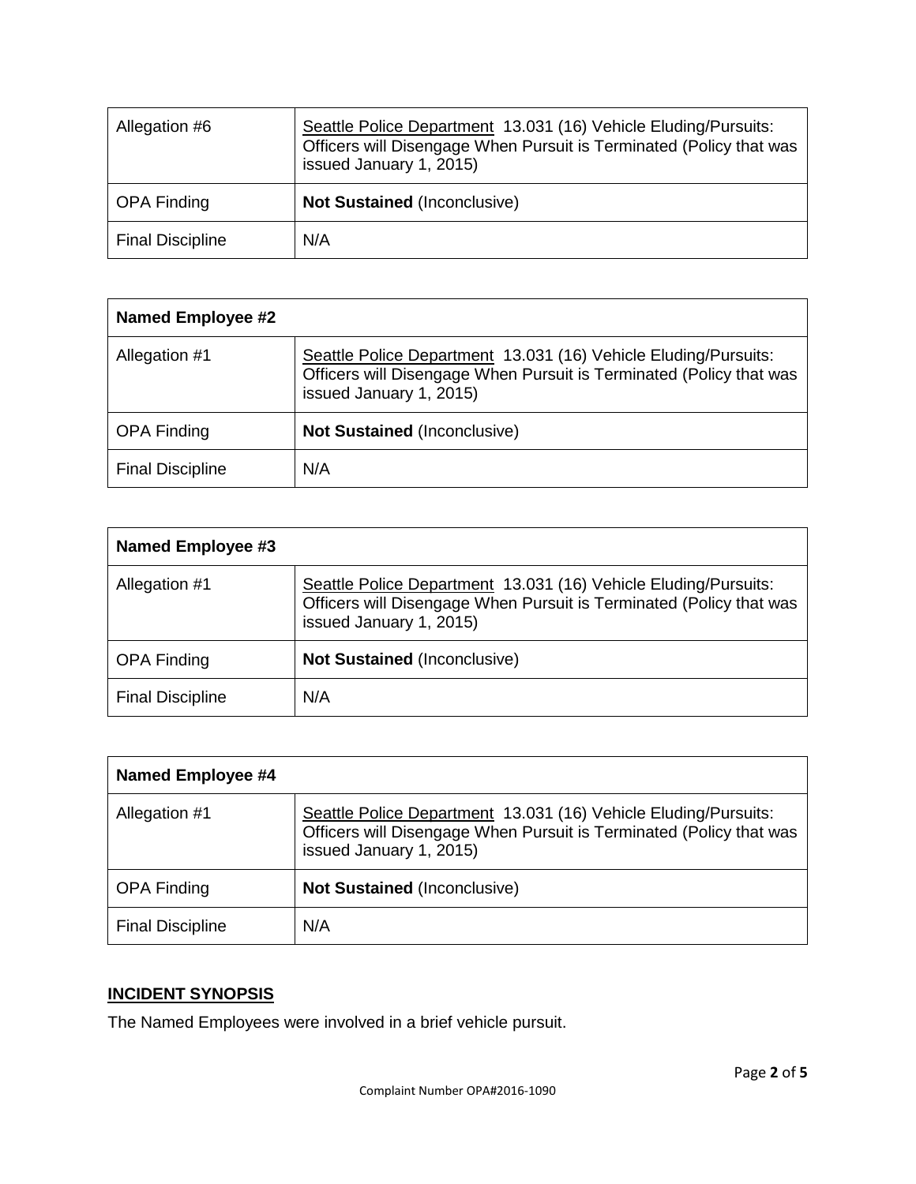| Allegation #6 | Seattle Police Department 13.031 (16) Vehicle Eluding/Pursuits: Officers will Disengage When Pursuit is Terminated (Policy that was issued January 1, 2015) |
|---|---|
| OPA Finding | **Not Sustained** (Inconclusive) |
| Final Discipline | N/A |

| **Named Employee #2** | |
|---|---|
| Allegation #1 | Seattle Police Department 13.031 (16) Vehicle Eluding/Pursuits: Officers will Disengage When Pursuit is Terminated (Policy that was issued January 1, 2015) |
| OPA Finding | **Not Sustained** (Inconclusive) |
| Final Discipline | N/A |

| **Named Employee #3** | |
|---|---|
| Allegation #1 | Seattle Police Department 13.031 (16) Vehicle Eluding/Pursuits: Officers will Disengage When Pursuit is Terminated (Policy that was issued January 1, 2015) |
| OPA Finding | **Not Sustained** (Inconclusive) |
| Final Discipline | N/A |

| **Named Employee #4** | |
|---|---|
| Allegation #1 | Seattle Police Department 13.031 (16) Vehicle Eluding/Pursuits: Officers will Disengage When Pursuit is Terminated (Policy that was issued January 1, 2015) |
| OPA Finding | **Not Sustained** (Inconclusive) |
| Final Discipline | N/A |

## INCIDENT SYNOPSIS

The Named Employees were involved in a brief vehicle pursuit.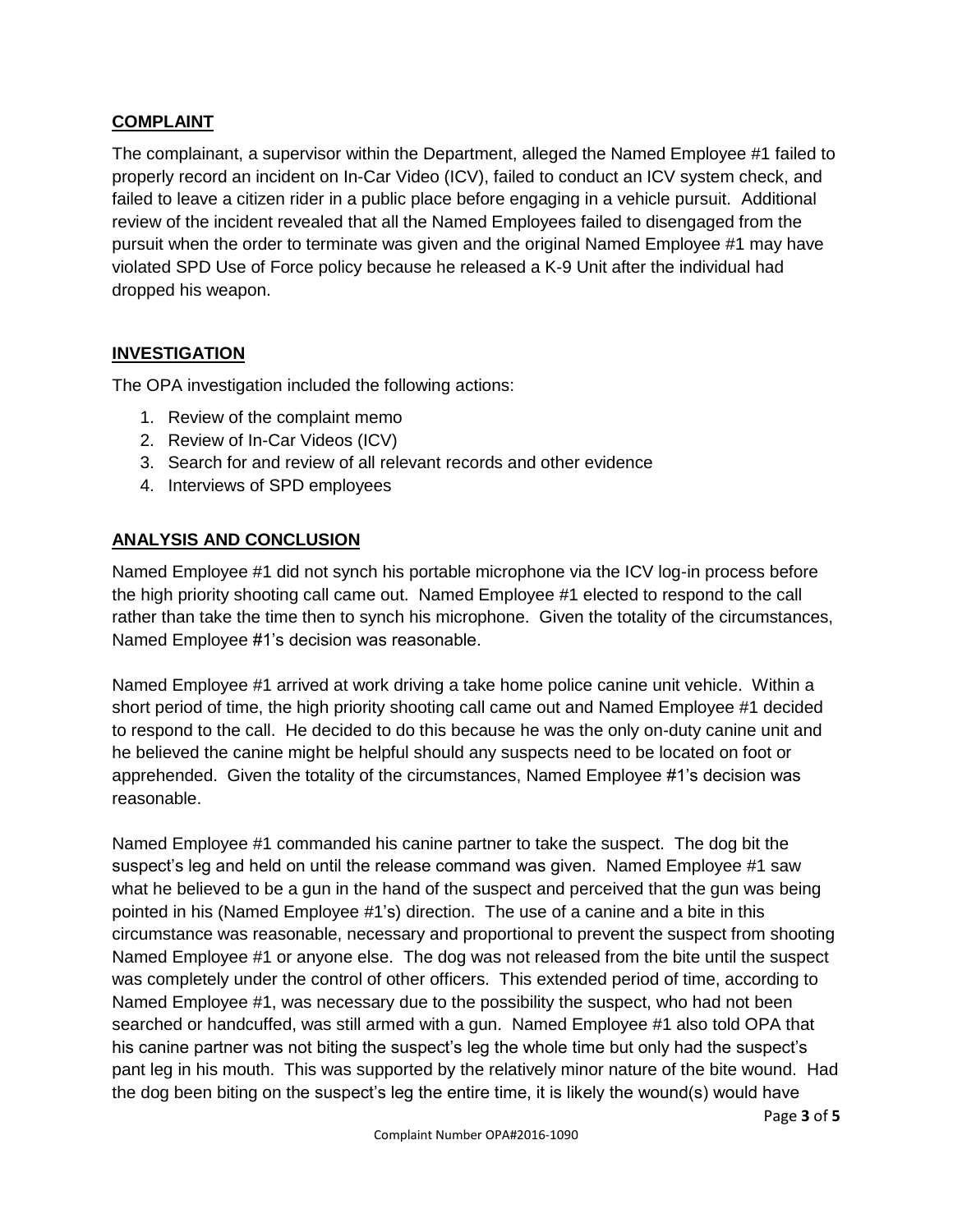## COMPLAINT

The complainant, a supervisor within the Department, alleged the Named Employee #1 failed to properly record an incident on In-Car Video (ICV), failed to conduct an ICV system check, and failed to leave a citizen rider in a public place before engaging in a vehicle pursuit. Additional review of the incident revealed that all the Named Employees failed to disengaged from the pursuit when the order to terminate was given and the original Named Employee #1 may have violated SPD Use of Force policy because he released a K-9 Unit after the individual had dropped his weapon.

## INVESTIGATION

The OPA investigation included the following actions:

1. Review of the complaint memo
2. Review of In-Car Videos (ICV)
3. Search for and review of all relevant records and other evidence
4. Interviews of SPD employees

## ANALYSIS AND CONCLUSION

Named Employee #1 did not synch his portable microphone via the ICV log-in process before the high priority shooting call came out. Named Employee #1 elected to respond to the call rather than take the time then to synch his microphone. Given the totality of the circumstances, Named Employee #1's decision was reasonable.

Named Employee #1 arrived at work driving a take home police canine unit vehicle. Within a short period of time, the high priority shooting call came out and Named Employee #1 decided to respond to the call. He decided to do this because he was the only on-duty canine unit and he believed the canine might be helpful should any suspects need to be located on foot or apprehended. Given the totality of the circumstances, Named Employee #1's decision was reasonable.

Named Employee #1 commanded his canine partner to take the suspect. The dog bit the suspect's leg and held on until the release command was given. Named Employee #1 saw what he believed to be a gun in the hand of the suspect and perceived that the gun was being pointed in his (Named Employee #1's) direction. The use of a canine and a bite in this circumstance was reasonable, necessary and proportional to prevent the suspect from shooting Named Employee #1 or anyone else. The dog was not released from the bite until the suspect was completely under the control of other officers. This extended period of time, according to Named Employee #1, was necessary due to the possibility the suspect, who had not been searched or handcuffed, was still armed with a gun. Named Employee #1 also told OPA that his canine partner was not biting the suspect's leg the whole time but only had the suspect's pant leg in his mouth. This was supported by the relatively minor nature of the bite wound. Had the dog been biting on the suspect's leg the entire time, it is likely the wound(s) would have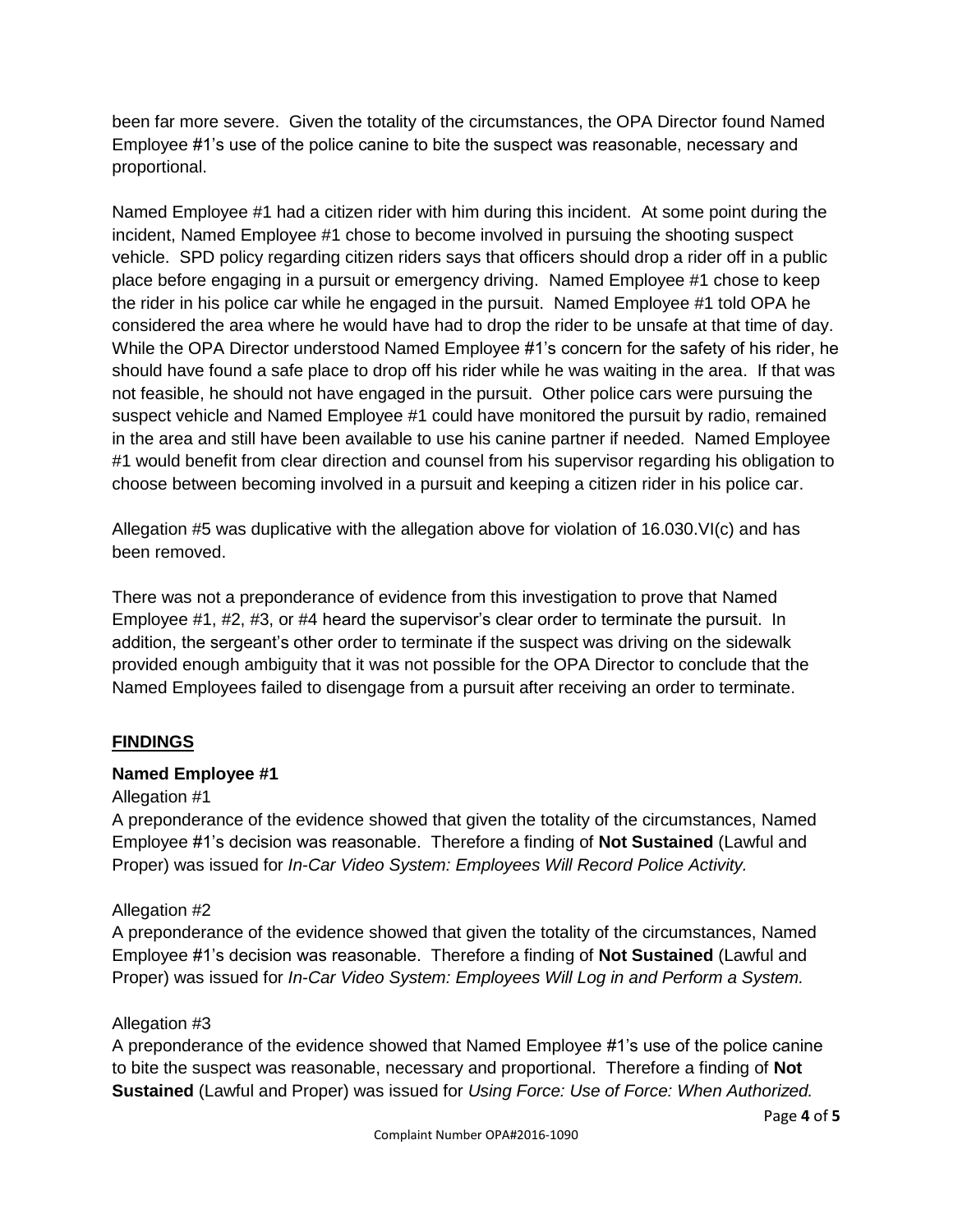been far more severe. Given the totality of the circumstances, the OPA Director found Named Employee #1's use of the police canine to bite the suspect was reasonable, necessary and proportional.

Named Employee #1 had a citizen rider with him during this incident. At some point during the incident, Named Employee #1 chose to become involved in pursuing the shooting suspect vehicle. SPD policy regarding citizen riders says that officers should drop a rider off in a public place before engaging in a pursuit or emergency driving. Named Employee #1 chose to keep the rider in his police car while he engaged in the pursuit. Named Employee #1 told OPA he considered the area where he would have had to drop the rider to be unsafe at that time of day. While the OPA Director understood Named Employee #1's concern for the safety of his rider, he should have found a safe place to drop off his rider while he was waiting in the area. If that was not feasible, he should not have engaged in the pursuit. Other police cars were pursuing the suspect vehicle and Named Employee #1 could have monitored the pursuit by radio, remained in the area and still have been available to use his canine partner if needed. Named Employee #1 would benefit from clear direction and counsel from his supervisor regarding his obligation to choose between becoming involved in a pursuit and keeping a citizen rider in his police car.

Allegation #5 was duplicative with the allegation above for violation of 16.030.VI(c) and has been removed.

There was not a preponderance of evidence from this investigation to prove that Named Employee #1, #2, #3, or #4 heard the supervisor's clear order to terminate the pursuit. In addition, the sergeant's other order to terminate if the suspect was driving on the sidewalk provided enough ambiguity that it was not possible for the OPA Director to conclude that the Named Employees failed to disengage from a pursuit after receiving an order to terminate.

## FINDINGS

### Named Employee #1

Allegation #1

A preponderance of the evidence showed that given the totality of the circumstances, Named Employee #1's decision was reasonable. Therefore a finding of **Not Sustained** (Lawful and Proper) was issued for *In-Car Video System: Employees Will Record Police Activity.*

Allegation #2

A preponderance of the evidence showed that given the totality of the circumstances, Named Employee #1's decision was reasonable. Therefore a finding of **Not Sustained** (Lawful and Proper) was issued for *In-Car Video System: Employees Will Log in and Perform a System.*

Allegation #3

A preponderance of the evidence showed that Named Employee #1's use of the police canine to bite the suspect was reasonable, necessary and proportional. Therefore a finding of **Not Sustained** (Lawful and Proper) was issued for *Using Force: Use of Force: When Authorized.*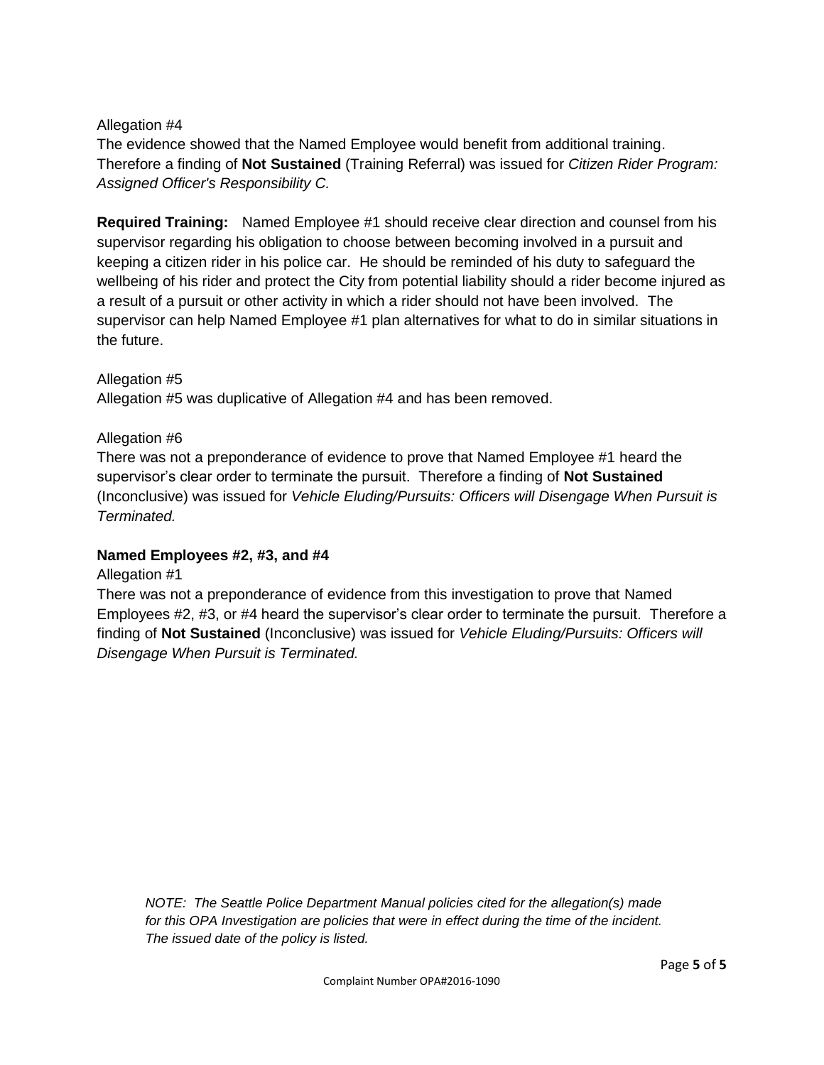Allegation #4

The evidence showed that the Named Employee would benefit from additional training. Therefore a finding of **Not Sustained** (Training Referral) was issued for *Citizen Rider Program: Assigned Officer's Responsibility C.*

**Required Training:** Named Employee #1 should receive clear direction and counsel from his supervisor regarding his obligation to choose between becoming involved in a pursuit and keeping a citizen rider in his police car. He should be reminded of his duty to safeguard the wellbeing of his rider and protect the City from potential liability should a rider become injured as a result of a pursuit or other activity in which a rider should not have been involved. The supervisor can help Named Employee #1 plan alternatives for what to do in similar situations in the future.

Allegation #5

Allegation #5 was duplicative of Allegation #4 and has been removed.

Allegation #6

There was not a preponderance of evidence to prove that Named Employee #1 heard the supervisor's clear order to terminate the pursuit. Therefore a finding of **Not Sustained** (Inconclusive) was issued for *Vehicle Eluding/Pursuits: Officers will Disengage When Pursuit is Terminated.*

**Named Employees #2, #3, and #4**

Allegation #1

There was not a preponderance of evidence from this investigation to prove that Named Employees #2, #3, or #4 heard the supervisor's clear order to terminate the pursuit. Therefore a finding of **Not Sustained** (Inconclusive) was issued for *Vehicle Eluding/Pursuits: Officers will Disengage When Pursuit is Terminated.*

*NOTE: The Seattle Police Department Manual policies cited for the allegation(s) made for this OPA Investigation are policies that were in effect during the time of the incident. The issued date of the policy is listed.*

Complaint Number OPA#2016-1090